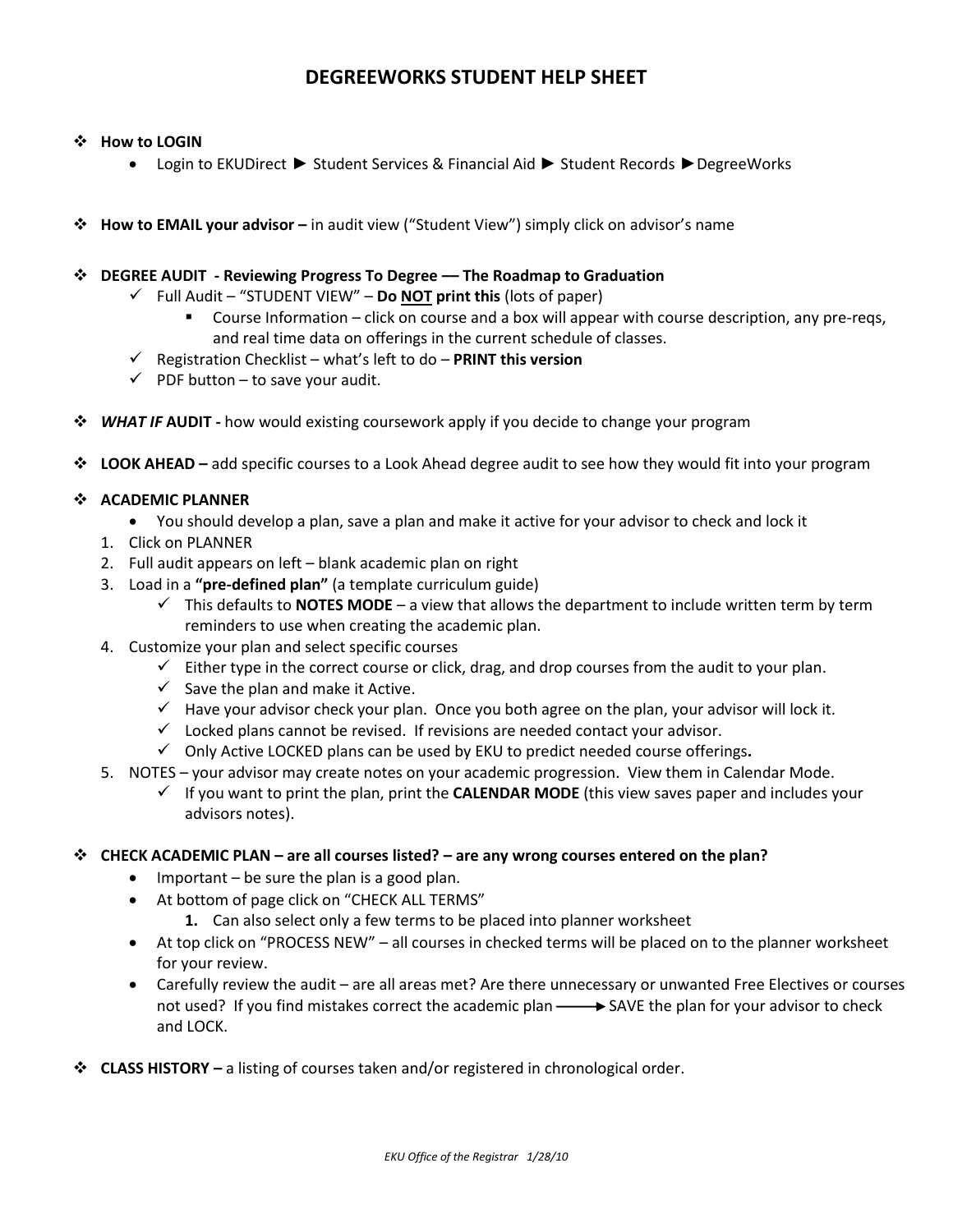# DEGREEWORKS STUDENT HELP SHEET

- **How to LOGIN**
  - Login to EKUDirect ► Student Services & Financial Aid ► Student Records ►DegreeWorks

- **How to EMAIL your advisor –** in audit view ("Student View") simply click on advisor's name

- **DEGREE AUDIT - Reviewing Progress To Degree –– The Roadmap to Graduation**
  - ✓ Full Audit – "STUDENT VIEW" – **Do NOT print this** (lots of paper)
    - Course Information – click on course and a box will appear with course description, any pre-reqs, and real time data on offerings in the current schedule of classes.
  - ✓ Registration Checklist – what's left to do – **PRINT this version**
  - ✓ PDF button – to save your audit.

- ***WHAT IF* AUDIT -** how would existing coursework apply if you decide to change your program

- **LOOK AHEAD –** add specific courses to a Look Ahead degree audit to see how they would fit into your program

- **ACADEMIC PLANNER**
  - You should develop a plan, save a plan and make it active for your advisor to check and lock it

  1. Click on PLANNER
  2. Full audit appears on left – blank academic plan on right
  3. Load in a **"pre-defined plan"** (a template curriculum guide)
     - ✓ This defaults to **NOTES MODE** – a view that allows the department to include written term by term reminders to use when creating the academic plan.
  4. Customize your plan and select specific courses
     - ✓ Either type in the correct course or click, drag, and drop courses from the audit to your plan.
     - ✓ Save the plan and make it Active.
     - ✓ Have your advisor check your plan. Once you both agree on the plan, your advisor will lock it.
     - ✓ Locked plans cannot be revised. If revisions are needed contact your advisor.
     - ✓ Only Active LOCKED plans can be used by EKU to predict needed course offerings**.**
  5. NOTES – your advisor may create notes on your academic progression. View them in Calendar Mode.
     - ✓ If you want to print the plan, print the **CALENDAR MODE** (this view saves paper and includes your advisors notes).

- **CHECK ACADEMIC PLAN – are all courses listed? – are any wrong courses entered on the plan?**
  - Important – be sure the plan is a good plan.
  - At bottom of page click on "CHECK ALL TERMS"
    1. Can also select only a few terms to be placed into planner worksheet
  - At top click on "PROCESS NEW" – all courses in checked terms will be placed on to the planner worksheet for your review.
  - Carefully review the audit – are all areas met? Are there unnecessary or unwanted Free Electives or courses not used? If you find mistakes correct the academic plan ⟶ SAVE the plan for your advisor to check and LOCK.

- **CLASS HISTORY –** a listing of courses taken and/or registered in chronological order.

*EKU Office of the Registrar 1/28/10*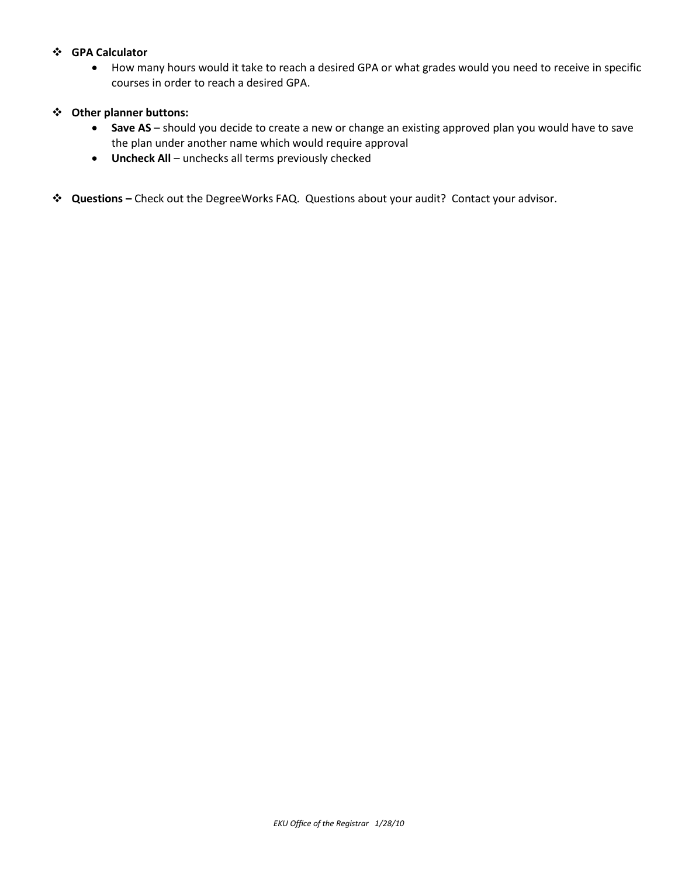- **GPA Calculator**
  - How many hours would it take to reach a desired GPA or what grades would you need to receive in specific courses in order to reach a desired GPA.

- **Other planner buttons:**
  - **Save AS** – should you decide to create a new or change an existing approved plan you would have to save the plan under another name which would require approval
  - **Uncheck All** – unchecks all terms previously checked

- **Questions –** Check out the DegreeWorks FAQ. Questions about your audit? Contact your advisor.

*EKU Office of the Registrar 1/28/10*